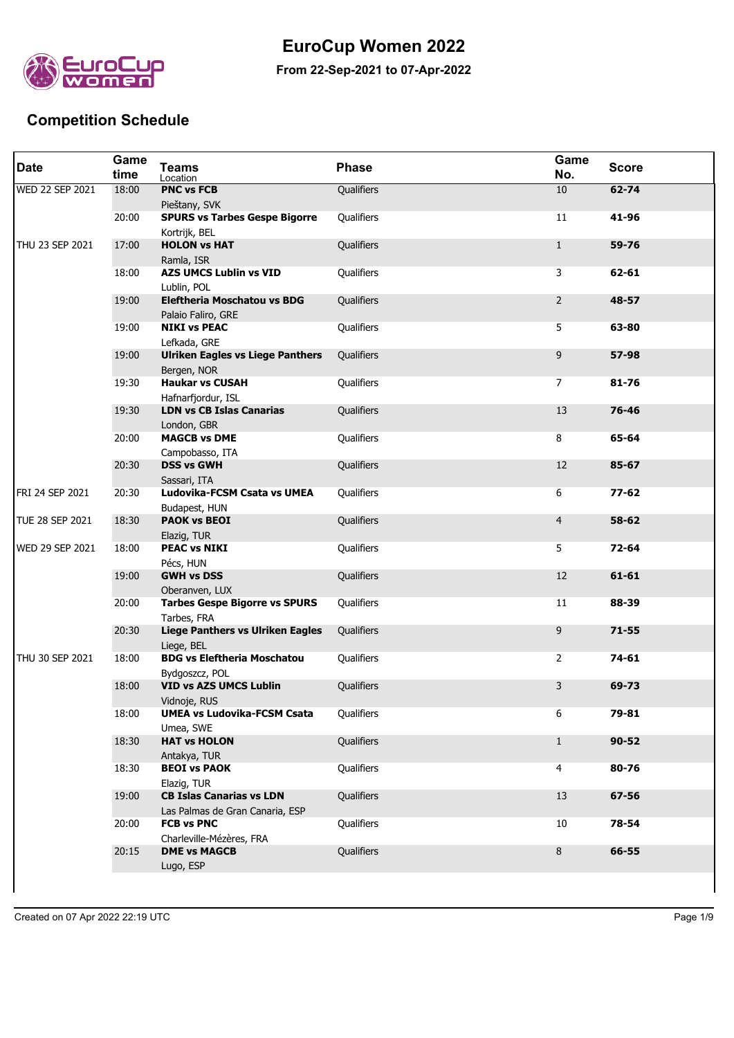# EuroCup Women 2022

**From 22-Sep-2021 to 07-Apr-2022**

## Competition Schedule

| Date | Game time | Teams<br>Location | Phase | Game No. | Score |
|---|---|---|---|---|---|
| WED 22 SEP 2021 | 18:00 | **PNC vs FCB**<br>Pieštany, SVK | Qualifiers | 10 | **62-74** |
| | 20:00 | **SPURS vs Tarbes Gespe Bigorre**<br>Kortrijk, BEL | Qualifiers | 11 | **41-96** |
| THU 23 SEP 2021 | 17:00 | **HOLON vs HAT**<br>Ramla, ISR | Qualifiers | 1 | **59-76** |
| | 18:00 | **AZS UMCS Lublin vs VID**<br>Lublin, POL | Qualifiers | 3 | **62-61** |
| | 19:00 | **Eleftheria Moschatou vs BDG**<br>Palaio Faliro, GRE | Qualifiers | 2 | **48-57** |
| | 19:00 | **NIKI vs PEAC**<br>Lefkada, GRE | Qualifiers | 5 | **63-80** |
| | 19:00 | **Ulriken Eagles vs Liege Panthers**<br>Bergen, NOR | Qualifiers | 9 | **57-98** |
| | 19:30 | **Haukar vs CUSAH**<br>Hafnarfjordur, ISL | Qualifiers | 7 | **81-76** |
| | 19:30 | **LDN vs CB Islas Canarias**<br>London, GBR | Qualifiers | 13 | **76-46** |
| | 20:00 | **MAGCB vs DME**<br>Campobasso, ITA | Qualifiers | 8 | **65-64** |
| | 20:30 | **DSS vs GWH**<br>Sassari, ITA | Qualifiers | 12 | **85-67** |
| FRI 24 SEP 2021 | 20:30 | **Ludovika-FCSM Csata vs UMEA**<br>Budapest, HUN | Qualifiers | 6 | **77-62** |
| TUE 28 SEP 2021 | 18:30 | **PAOK vs BEOI**<br>Elazig, TUR | Qualifiers | 4 | **58-62** |
| WED 29 SEP 2021 | 18:00 | **PEAC vs NIKI**<br>Pécs, HUN | Qualifiers | 5 | **72-64** |
| | 19:00 | **GWH vs DSS**<br>Oberanven, LUX | Qualifiers | 12 | **61-61** |
| | 20:00 | **Tarbes Gespe Bigorre vs SPURS**<br>Tarbes, FRA | Qualifiers | 11 | **88-39** |
| | 20:30 | **Liege Panthers vs Ulriken Eagles**<br>Liege, BEL | Qualifiers | 9 | **71-55** |
| THU 30 SEP 2021 | 18:00 | **BDG vs Eleftheria Moschatou**<br>Bydgoszcz, POL | Qualifiers | 2 | **74-61** |
| | 18:00 | **VID vs AZS UMCS Lublin**<br>Vidnoje, RUS | Qualifiers | 3 | **69-73** |
| | 18:00 | **UMEA vs Ludovika-FCSM Csata**<br>Umea, SWE | Qualifiers | 6 | **79-81** |
| | 18:30 | **HAT vs HOLON**<br>Antakya, TUR | Qualifiers | 1 | **90-52** |
| | 18:30 | **BEOI vs PAOK**<br>Elazig, TUR | Qualifiers | 4 | **80-76** |
| | 19:00 | **CB Islas Canarias vs LDN**<br>Las Palmas de Gran Canaria, ESP | Qualifiers | 13 | **67-56** |
| | 20:00 | **FCB vs PNC**<br>Charleville-Mézères, FRA | Qualifiers | 10 | **78-54** |
| | 20:15 | **DME vs MAGCB**<br>Lugo, ESP | Qualifiers | 8 | **66-55** |

Created on 07 Apr 2022 22:19 UTC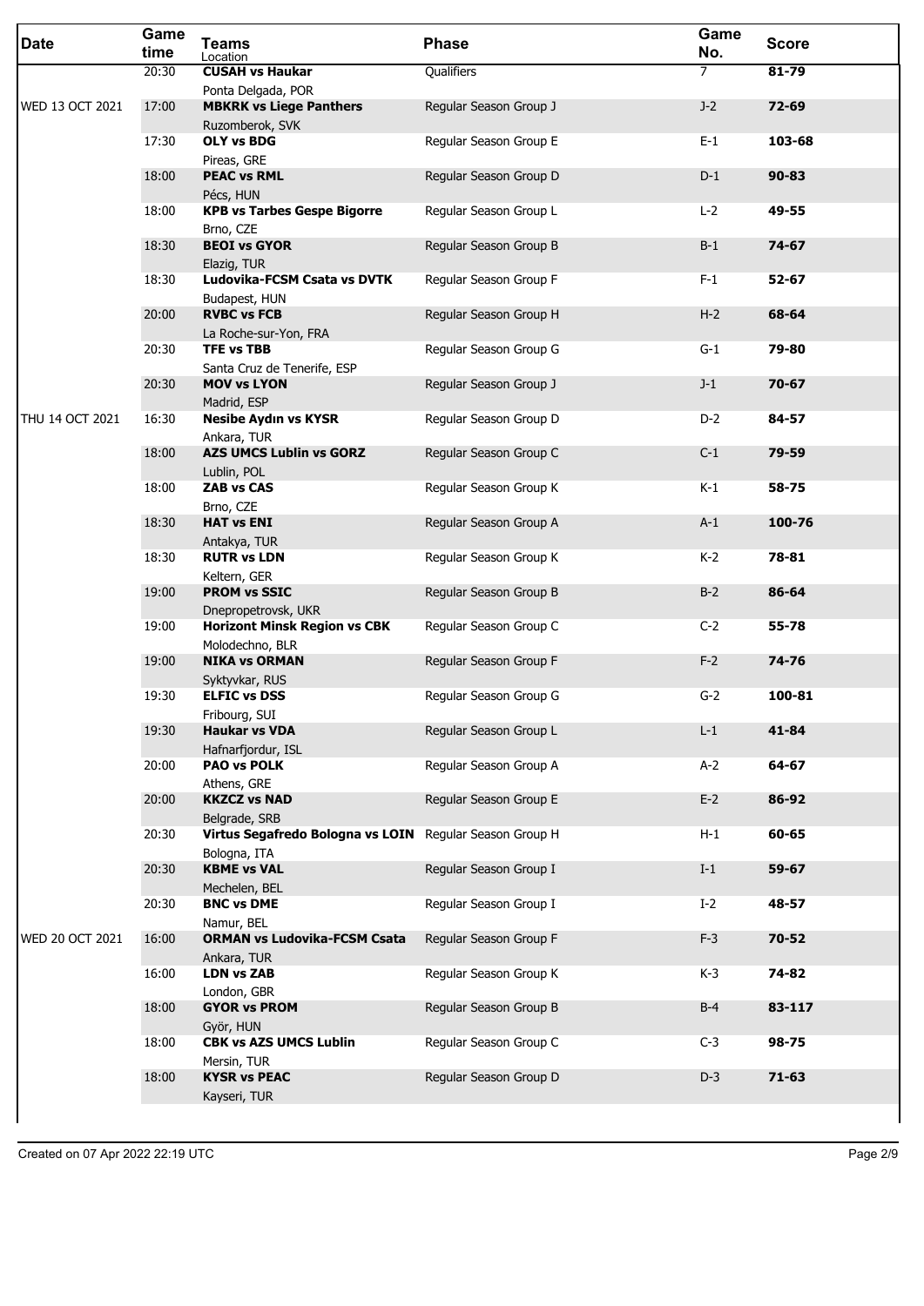| Date | Game time | Teams<br>Location | Phase | Game No. | Score |
|---|---|---|---|---|---|
| | 20:30 | **CUSAH vs Haukar**<br>Ponta Delgada, POR | Qualifiers | 7 | **81-79** |
| WED 13 OCT 2021 | 17:00 | **MBKRK vs Liege Panthers**<br>Ruzomberok, SVK | Regular Season Group J | J-2 | **72-69** |
| | 17:30 | **OLY vs BDG**<br>Pireas, GRE | Regular Season Group E | E-1 | **103-68** |
| | 18:00 | **PEAC vs RML**<br>Pécs, HUN | Regular Season Group D | D-1 | **90-83** |
| | 18:00 | **KPB vs Tarbes Gespe Bigorre**<br>Brno, CZE | Regular Season Group L | L-2 | **49-55** |
| | 18:30 | **BEOI vs GYOR**<br>Elazig, TUR | Regular Season Group B | B-1 | **74-67** |
| | 18:30 | **Ludovika-FCSM Csata vs DVTK**<br>Budapest, HUN | Regular Season Group F | F-1 | **52-67** |
| | 20:00 | **RVBC vs FCB**<br>La Roche-sur-Yon, FRA | Regular Season Group H | H-2 | **68-64** |
| | 20:30 | **TFE vs TBB**<br>Santa Cruz de Tenerife, ESP | Regular Season Group G | G-1 | **79-80** |
| | 20:30 | **MOV vs LYON**<br>Madrid, ESP | Regular Season Group J | J-1 | **70-67** |
| THU 14 OCT 2021 | 16:30 | **Nesibe Aydın vs KYSR**<br>Ankara, TUR | Regular Season Group D | D-2 | **84-57** |
| | 18:00 | **AZS UMCS Lublin vs GORZ**<br>Lublin, POL | Regular Season Group C | C-1 | **79-59** |
| | 18:00 | **ZAB vs CAS**<br>Brno, CZE | Regular Season Group K | K-1 | **58-75** |
| | 18:30 | **HAT vs ENI**<br>Antakya, TUR | Regular Season Group A | A-1 | **100-76** |
| | 18:30 | **RUTR vs LDN**<br>Keltern, GER | Regular Season Group K | K-2 | **78-81** |
| | 19:00 | **PROM vs SSIC**<br>Dnepropetrovsk, UKR | Regular Season Group B | B-2 | **86-64** |
| | 19:00 | **Horizont Minsk Region vs CBK**<br>Molodechno, BLR | Regular Season Group C | C-2 | **55-78** |
| | 19:00 | **NIKA vs ORMAN**<br>Syktyvkar, RUS | Regular Season Group F | F-2 | **74-76** |
| | 19:30 | **ELFIC vs DSS**<br>Fribourg, SUI | Regular Season Group G | G-2 | **100-81** |
| | 19:30 | **Haukar vs VDA**<br>Hafnarfjordur, ISL | Regular Season Group L | L-1 | **41-84** |
| | 20:00 | **PAO vs POLK**<br>Athens, GRE | Regular Season Group A | A-2 | **64-67** |
| | 20:00 | **KKZCZ vs NAD**<br>Belgrade, SRB | Regular Season Group E | E-2 | **86-92** |
| | 20:30 | **Virtus Segafredo Bologna vs LOIN**<br>Bologna, ITA | Regular Season Group H | H-1 | **60-65** |
| | 20:30 | **KBME vs VAL**<br>Mechelen, BEL | Regular Season Group I | I-1 | **59-67** |
| | 20:30 | **BNC vs DME**<br>Namur, BEL | Regular Season Group I | I-2 | **48-57** |
| WED 20 OCT 2021 | 16:00 | **ORMAN vs Ludovika-FCSM Csata**<br>Ankara, TUR | Regular Season Group F | F-3 | **70-52** |
| | 16:00 | **LDN vs ZAB**<br>London, GBR | Regular Season Group K | K-3 | **74-82** |
| | 18:00 | **GYOR vs PROM**<br>Györ, HUN | Regular Season Group B | B-4 | **83-117** |
| | 18:00 | **CBK vs AZS UMCS Lublin**<br>Mersin, TUR | Regular Season Group C | C-3 | **98-75** |
| | 18:00 | **KYSR vs PEAC**<br>Kayseri, TUR | Regular Season Group D | D-3 | **71-63** |

Created on 07 Apr 2022 22:19 UTC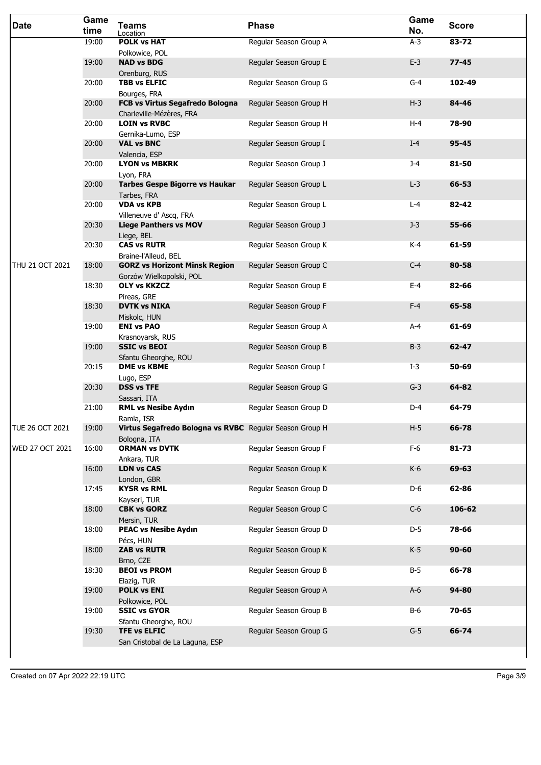| Date | Game time | Teams<br>Location | Phase | Game No. | Score |
|---|---|---|---|---|---|
| | 19:00 | **POLK vs HAT**<br>Polkowice, POL | Regular Season Group A | A-3 | **83-72** |
| | 19:00 | **NAD vs BDG**<br>Orenburg, RUS | Regular Season Group E | E-3 | **77-45** |
| | 20:00 | **TBB vs ELFIC**<br>Bourges, FRA | Regular Season Group G | G-4 | **102-49** |
| | 20:00 | **FCB vs Virtus Segafredo Bologna**<br>Charleville-Mézères, FRA | Regular Season Group H | H-3 | **84-46** |
| | 20:00 | **LOIN vs RVBC**<br>Gernika-Lumo, ESP | Regular Season Group H | H-4 | **78-90** |
| | 20:00 | **VAL vs BNC**<br>Valencia, ESP | Regular Season Group I | I-4 | **95-45** |
| | 20:00 | **LYON vs MBKRK**<br>Lyon, FRA | Regular Season Group J | J-4 | **81-50** |
| | 20:00 | **Tarbes Gespe Bigorre vs Haukar**<br>Tarbes, FRA | Regular Season Group L | L-3 | **66-53** |
| | 20:00 | **VDA vs KPB**<br>Villeneuve d' Ascq, FRA | Regular Season Group L | L-4 | **82-42** |
| | 20:30 | **Liege Panthers vs MOV**<br>Liege, BEL | Regular Season Group J | J-3 | **55-66** |
| | 20:30 | **CAS vs RUTR**<br>Braine-l'Alleud, BEL | Regular Season Group K | K-4 | **61-59** |
| THU 21 OCT 2021 | 18:00 | **GORZ vs Horizont Minsk Region**<br>Gorzów Wielkopolski, POL | Regular Season Group C | C-4 | **80-58** |
| | 18:30 | **OLY vs KKZCZ**<br>Pireas, GRE | Regular Season Group E | E-4 | **82-66** |
| | 18:30 | **DVTK vs NIKA**<br>Miskolc, HUN | Regular Season Group F | F-4 | **65-58** |
| | 19:00 | **ENI vs PAO**<br>Krasnoyarsk, RUS | Regular Season Group A | A-4 | **61-69** |
| | 19:00 | **SSIC vs BEOI**<br>Sfantu Gheorghe, ROU | Regular Season Group B | B-3 | **62-47** |
| | 20:15 | **DME vs KBME**<br>Lugo, ESP | Regular Season Group I | I-3 | **50-69** |
| | 20:30 | **DSS vs TFE**<br>Sassari, ITA | Regular Season Group G | G-3 | **64-82** |
| | 21:00 | **RML vs Nesibe Aydın**<br>Ramla, ISR | Regular Season Group D | D-4 | **64-79** |
| TUE 26 OCT 2021 | 19:00 | **Virtus Segafredo Bologna vs RVBC**<br>Bologna, ITA | Regular Season Group H | H-5 | **66-78** |
| WED 27 OCT 2021 | 16:00 | **ORMAN vs DVTK**<br>Ankara, TUR | Regular Season Group F | F-6 | **81-73** |
| | 16:00 | **LDN vs CAS**<br>London, GBR | Regular Season Group K | K-6 | **69-63** |
| | 17:45 | **KYSR vs RML**<br>Kayseri, TUR | Regular Season Group D | D-6 | **62-86** |
| | 18:00 | **CBK vs GORZ**<br>Mersin, TUR | Regular Season Group C | C-6 | **106-62** |
| | 18:00 | **PEAC vs Nesibe Aydın**<br>Pécs, HUN | Regular Season Group D | D-5 | **78-66** |
| | 18:00 | **ZAB vs RUTR**<br>Brno, CZE | Regular Season Group K | K-5 | **90-60** |
| | 18:30 | **BEOI vs PROM**<br>Elazig, TUR | Regular Season Group B | B-5 | **66-78** |
| | 19:00 | **POLK vs ENI**<br>Polkowice, POL | Regular Season Group A | A-6 | **94-80** |
| | 19:00 | **SSIC vs GYOR**<br>Sfantu Gheorghe, ROU | Regular Season Group B | B-6 | **70-65** |
| | 19:30 | **TFE vs ELFIC**<br>San Cristobal de La Laguna, ESP | Regular Season Group G | G-5 | **66-74** |

Created on 07 Apr 2022 22:19 UTC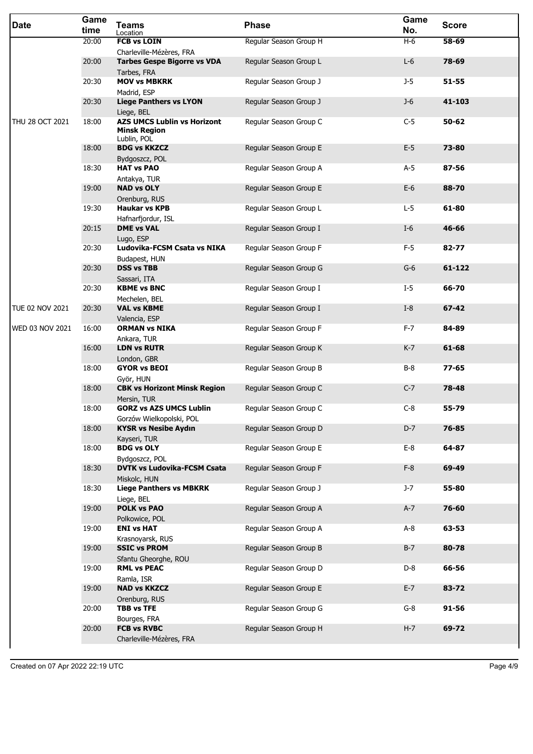| Date | Game time | Teams<br>Location | Phase | Game No. | Score |
|---|---|---|---|---|---|
| | 20:00 | **FCB vs LOIN**<br>Charleville-Mézères, FRA | Regular Season Group H | H-6 | **58-69** |
| | 20:00 | **Tarbes Gespe Bigorre vs VDA**<br>Tarbes, FRA | Regular Season Group L | L-6 | **78-69** |
| | 20:30 | **MOV vs MBKRK**<br>Madrid, ESP | Regular Season Group J | J-5 | **51-55** |
| | 20:30 | **Liege Panthers vs LYON**<br>Liege, BEL | Regular Season Group J | J-6 | **41-103** |
| THU 28 OCT 2021 | 18:00 | **AZS UMCS Lublin vs Horizont Minsk Region**<br>Lublin, POL | Regular Season Group C | C-5 | **50-62** |
| | 18:00 | **BDG vs KKZCZ**<br>Bydgoszcz, POL | Regular Season Group E | E-5 | **73-80** |
| | 18:30 | **HAT vs PAO**<br>Antakya, TUR | Regular Season Group A | A-5 | **87-56** |
| | 19:00 | **NAD vs OLY**<br>Orenburg, RUS | Regular Season Group E | E-6 | **88-70** |
| | 19:30 | **Haukar vs KPB**<br>Hafnarfjordur, ISL | Regular Season Group L | L-5 | **61-80** |
| | 20:15 | **DME vs VAL**<br>Lugo, ESP | Regular Season Group I | I-6 | **46-66** |
| | 20:30 | **Ludovika-FCSM Csata vs NIKA**<br>Budapest, HUN | Regular Season Group F | F-5 | **82-77** |
| | 20:30 | **DSS vs TBB**<br>Sassari, ITA | Regular Season Group G | G-6 | **61-122** |
| | 20:30 | **KBME vs BNC**<br>Mechelen, BEL | Regular Season Group I | I-5 | **66-70** |
| TUE 02 NOV 2021 | 20:30 | **VAL vs KBME**<br>Valencia, ESP | Regular Season Group I | I-8 | **67-42** |
| WED 03 NOV 2021 | 16:00 | **ORMAN vs NIKA**<br>Ankara, TUR | Regular Season Group F | F-7 | **84-89** |
| | 16:00 | **LDN vs RUTR**<br>London, GBR | Regular Season Group K | K-7 | **61-68** |
| | 18:00 | **GYOR vs BEOI**<br>Györ, HUN | Regular Season Group B | B-8 | **77-65** |
| | 18:00 | **CBK vs Horizont Minsk Region**<br>Mersin, TUR | Regular Season Group C | C-7 | **78-48** |
| | 18:00 | **GORZ vs AZS UMCS Lublin**<br>Gorzów Wielkopolski, POL | Regular Season Group C | C-8 | **55-79** |
| | 18:00 | **KYSR vs Nesibe Aydın**<br>Kayseri, TUR | Regular Season Group D | D-7 | **76-85** |
| | 18:00 | **BDG vs OLY**<br>Bydgoszcz, POL | Regular Season Group E | E-8 | **64-87** |
| | 18:30 | **DVTK vs Ludovika-FCSM Csata**<br>Miskolc, HUN | Regular Season Group F | F-8 | **69-49** |
| | 18:30 | **Liege Panthers vs MBKRK**<br>Liege, BEL | Regular Season Group J | J-7 | **55-80** |
| | 19:00 | **POLK vs PAO**<br>Polkowice, POL | Regular Season Group A | A-7 | **76-60** |
| | 19:00 | **ENI vs HAT**<br>Krasnoyarsk, RUS | Regular Season Group A | A-8 | **63-53** |
| | 19:00 | **SSIC vs PROM**<br>Sfantu Gheorghe, ROU | Regular Season Group B | B-7 | **80-78** |
| | 19:00 | **RML vs PEAC**<br>Ramla, ISR | Regular Season Group D | D-8 | **66-56** |
| | 19:00 | **NAD vs KKZCZ**<br>Orenburg, RUS | Regular Season Group E | E-7 | **83-72** |
| | 20:00 | **TBB vs TFE**<br>Bourges, FRA | Regular Season Group G | G-8 | **91-56** |
| | 20:00 | **FCB vs RVBC**<br>Charleville-Mézères, FRA | Regular Season Group H | H-7 | **69-72** |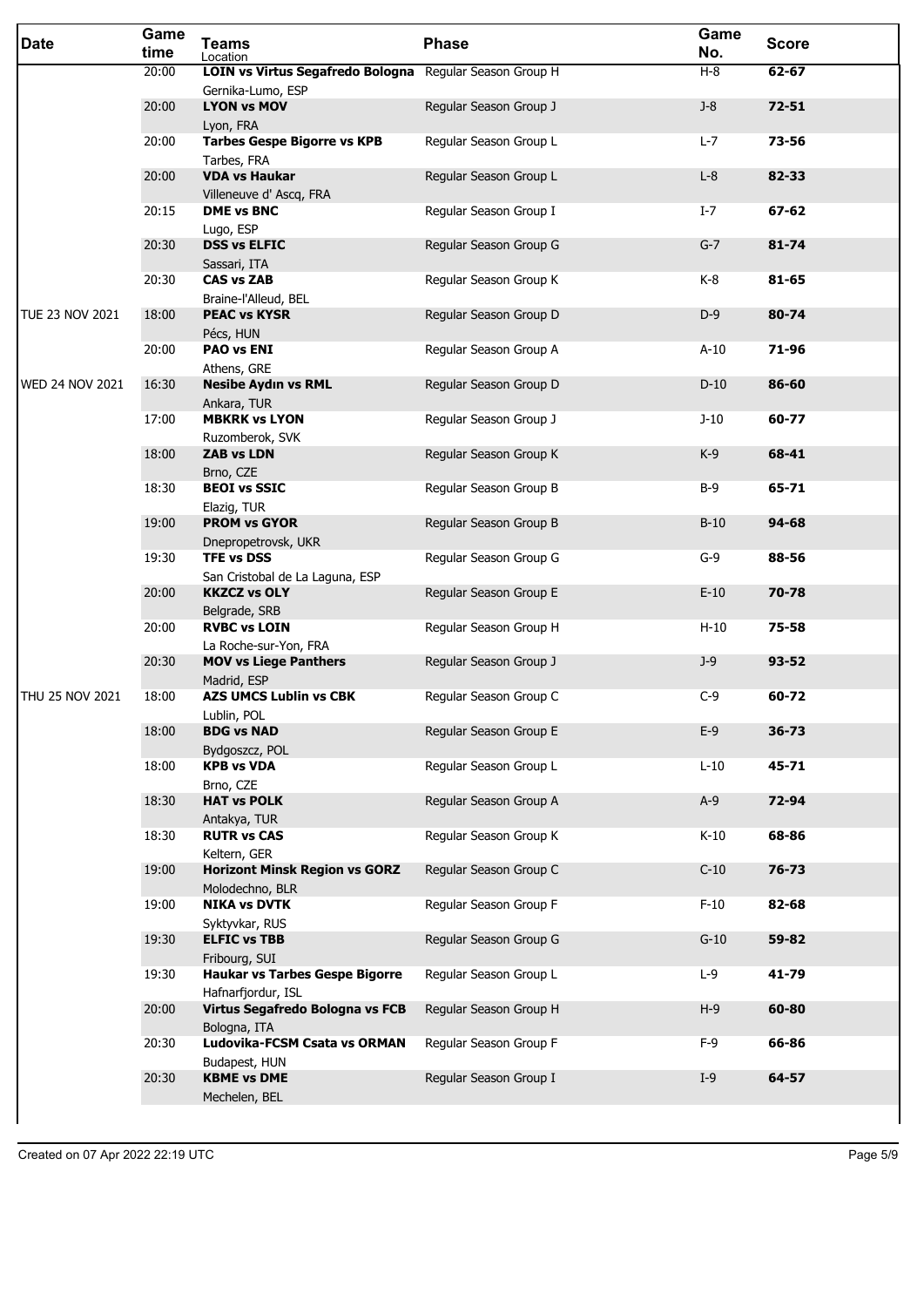| Date | Game time | Teams<br>Location | Phase | Game No. | Score |
|---|---|---|---|---|---|
| | 20:00 | **LOIN vs Virtus Segafredo Bologna**<br>Gernika-Lumo, ESP | Regular Season Group H | H-8 | **62-67** |
| | 20:00 | **LYON vs MOV**<br>Lyon, FRA | Regular Season Group J | J-8 | **72-51** |
| | 20:00 | **Tarbes Gespe Bigorre vs KPB**<br>Tarbes, FRA | Regular Season Group L | L-7 | **73-56** |
| | 20:00 | **VDA vs Haukar**<br>Villeneuve d' Ascq, FRA | Regular Season Group L | L-8 | **82-33** |
| | 20:15 | **DME vs BNC**<br>Lugo, ESP | Regular Season Group I | I-7 | **67-62** |
| | 20:30 | **DSS vs ELFIC**<br>Sassari, ITA | Regular Season Group G | G-7 | **81-74** |
| | 20:30 | **CAS vs ZAB**<br>Braine-l'Alleud, BEL | Regular Season Group K | K-8 | **81-65** |
| TUE 23 NOV 2021 | 18:00 | **PEAC vs KYSR**<br>Pécs, HUN | Regular Season Group D | D-9 | **80-74** |
| | 20:00 | **PAO vs ENI**<br>Athens, GRE | Regular Season Group A | A-10 | **71-96** |
| WED 24 NOV 2021 | 16:30 | **Nesibe Aydın vs RML**<br>Ankara, TUR | Regular Season Group D | D-10 | **86-60** |
| | 17:00 | **MBKRK vs LYON**<br>Ruzomberok, SVK | Regular Season Group J | J-10 | **60-77** |
| | 18:00 | **ZAB vs LDN**<br>Brno, CZE | Regular Season Group K | K-9 | **68-41** |
| | 18:30 | **BEOI vs SSIC**<br>Elazig, TUR | Regular Season Group B | B-9 | **65-71** |
| | 19:00 | **PROM vs GYOR**<br>Dnepropetrovsk, UKR | Regular Season Group B | B-10 | **94-68** |
| | 19:30 | **TFE vs DSS**<br>San Cristobal de La Laguna, ESP | Regular Season Group G | G-9 | **88-56** |
| | 20:00 | **KKZCZ vs OLY**<br>Belgrade, SRB | Regular Season Group E | E-10 | **70-78** |
| | 20:00 | **RVBC vs LOIN**<br>La Roche-sur-Yon, FRA | Regular Season Group H | H-10 | **75-58** |
| | 20:30 | **MOV vs Liege Panthers**<br>Madrid, ESP | Regular Season Group J | J-9 | **93-52** |
| THU 25 NOV 2021 | 18:00 | **AZS UMCS Lublin vs CBK**<br>Lublin, POL | Regular Season Group C | C-9 | **60-72** |
| | 18:00 | **BDG vs NAD**<br>Bydgoszcz, POL | Regular Season Group E | E-9 | **36-73** |
| | 18:00 | **KPB vs VDA**<br>Brno, CZE | Regular Season Group L | L-10 | **45-71** |
| | 18:30 | **HAT vs POLK**<br>Antakya, TUR | Regular Season Group A | A-9 | **72-94** |
| | 18:30 | **RUTR vs CAS**<br>Keltern, GER | Regular Season Group K | K-10 | **68-86** |
| | 19:00 | **Horizont Minsk Region vs GORZ**<br>Molodechno, BLR | Regular Season Group C | C-10 | **76-73** |
| | 19:00 | **NIKA vs DVTK**<br>Syktyvkar, RUS | Regular Season Group F | F-10 | **82-68** |
| | 19:30 | **ELFIC vs TBB**<br>Fribourg, SUI | Regular Season Group G | G-10 | **59-82** |
| | 19:30 | **Haukar vs Tarbes Gespe Bigorre**<br>Hafnarfjordur, ISL | Regular Season Group L | L-9 | **41-79** |
| | 20:00 | **Virtus Segafredo Bologna vs FCB**<br>Bologna, ITA | Regular Season Group H | H-9 | **60-80** |
| | 20:30 | **Ludovika-FCSM Csata vs ORMAN**<br>Budapest, HUN | Regular Season Group F | F-9 | **66-86** |
| | 20:30 | **KBME vs DME**<br>Mechelen, BEL | Regular Season Group I | I-9 | **64-57** |

Created on 07 Apr 2022 22:19 UTC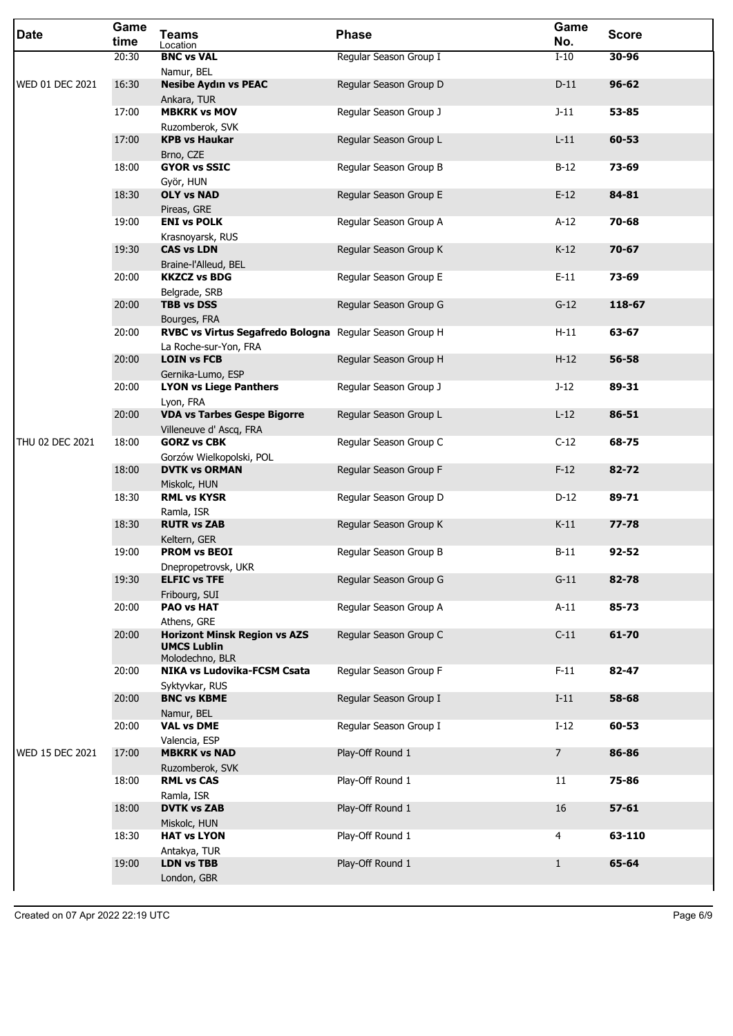| Date | Game time | Teams Location | Phase | Game No. | Score |
|---|---|---|---|---|---|
| | 20:30 | **BNC vs VAL** Namur, BEL | Regular Season Group I | I-10 | **30-96** |
| WED 01 DEC 2021 | 16:30 | **Nesibe Aydın vs PEAC** Ankara, TUR | Regular Season Group D | D-11 | **96-62** |
| | 17:00 | **MBKRK vs MOV** Ruzomberok, SVK | Regular Season Group J | J-11 | **53-85** |
| | 17:00 | **KPB vs Haukar** Brno, CZE | Regular Season Group L | L-11 | **60-53** |
| | 18:00 | **GYOR vs SSIC** Györ, HUN | Regular Season Group B | B-12 | **73-69** |
| | 18:30 | **OLY vs NAD** Pireas, GRE | Regular Season Group E | E-12 | **84-81** |
| | 19:00 | **ENI vs POLK** Krasnoyarsk, RUS | Regular Season Group A | A-12 | **70-68** |
| | 19:30 | **CAS vs LDN** Braine-l'Alleud, BEL | Regular Season Group K | K-12 | **70-67** |
| | 20:00 | **KKZCZ vs BDG** Belgrade, SRB | Regular Season Group E | E-11 | **73-69** |
| | 20:00 | **TBB vs DSS** Bourges, FRA | Regular Season Group G | G-12 | **118-67** |
| | 20:00 | **RVBC vs Virtus Segafredo Bologna** La Roche-sur-Yon, FRA | Regular Season Group H | H-11 | **63-67** |
| | 20:00 | **LOIN vs FCB** Gernika-Lumo, ESP | Regular Season Group H | H-12 | **56-58** |
| | 20:00 | **LYON vs Liege Panthers** Lyon, FRA | Regular Season Group J | J-12 | **89-31** |
| | 20:00 | **VDA vs Tarbes Gespe Bigorre** Villeneuve d' Ascq, FRA | Regular Season Group L | L-12 | **86-51** |
| THU 02 DEC 2021 | 18:00 | **GORZ vs CBK** Gorzów Wielkopolski, POL | Regular Season Group C | C-12 | **68-75** |
| | 18:00 | **DVTK vs ORMAN** Miskolc, HUN | Regular Season Group F | F-12 | **82-72** |
| | 18:30 | **RML vs KYSR** Ramla, ISR | Regular Season Group D | D-12 | **89-71** |
| | 18:30 | **RUTR vs ZAB** Keltern, GER | Regular Season Group K | K-11 | **77-78** |
| | 19:00 | **PROM vs BEOI** Dnepropetrovsk, UKR | Regular Season Group B | B-11 | **92-52** |
| | 19:30 | **ELFIC vs TFE** Fribourg, SUI | Regular Season Group G | G-11 | **82-78** |
| | 20:00 | **PAO vs HAT** Athens, GRE | Regular Season Group A | A-11 | **85-73** |
| | 20:00 | **Horizont Minsk Region vs AZS UMCS Lublin** Molodechno, BLR | Regular Season Group C | C-11 | **61-70** |
| | 20:00 | **NIKA vs Ludovika-FCSM Csata** Syktyvkar, RUS | Regular Season Group F | F-11 | **82-47** |
| | 20:00 | **BNC vs KBME** Namur, BEL | Regular Season Group I | I-11 | **58-68** |
| | 20:00 | **VAL vs DME** Valencia, ESP | Regular Season Group I | I-12 | **60-53** |
| WED 15 DEC 2021 | 17:00 | **MBKRK vs NAD** Ruzomberok, SVK | Play-Off Round 1 | 7 | **86-86** |
| | 18:00 | **RML vs CAS** Ramla, ISR | Play-Off Round 1 | 11 | **75-86** |
| | 18:00 | **DVTK vs ZAB** Miskolc, HUN | Play-Off Round 1 | 16 | **57-61** |
| | 18:30 | **HAT vs LYON** Antakya, TUR | Play-Off Round 1 | 4 | **63-110** |
| | 19:00 | **LDN vs TBB** London, GBR | Play-Off Round 1 | 1 | **65-64** |

Created on 07 Apr 2022 22:19 UTC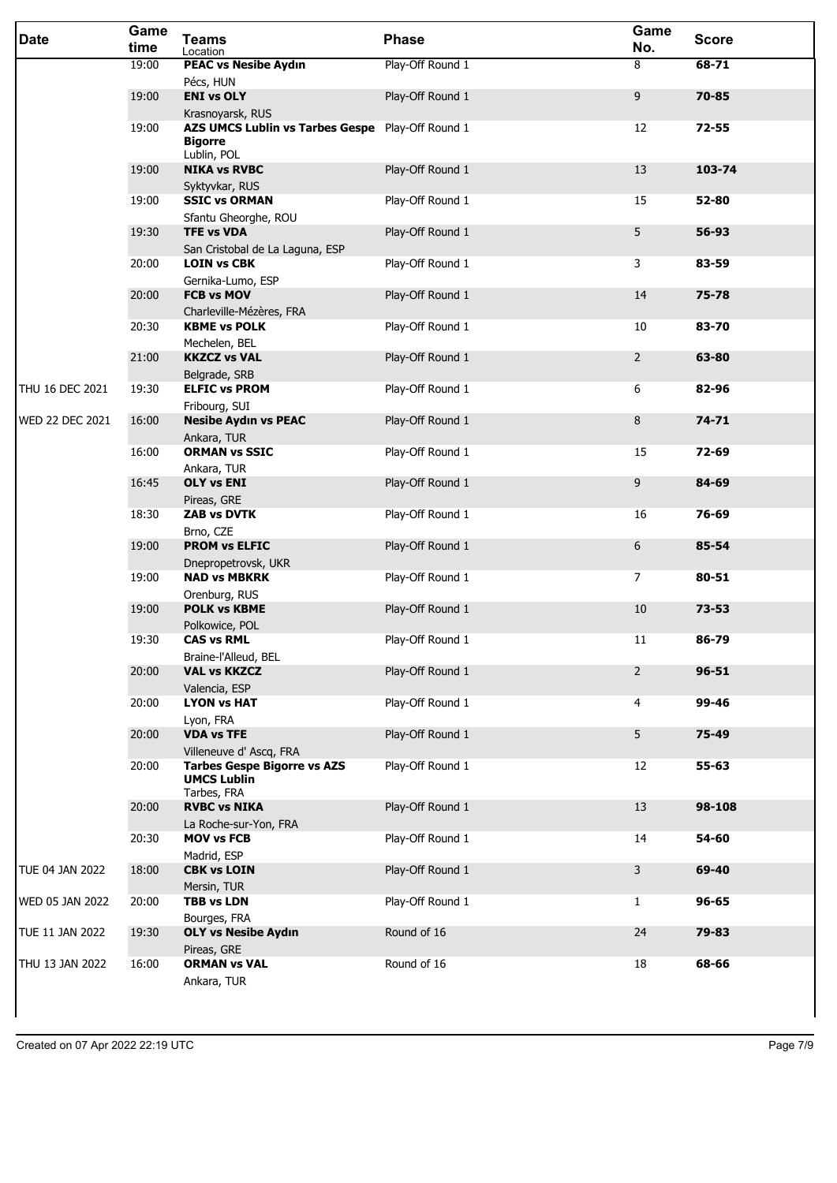| Date | Game time | Teams<br>Location | Phase | Game No. | Score |
|---|---|---|---|---|---|
| | 19:00 | **PEAC vs Nesibe Aydın**<br>Pécs, HUN | Play-Off Round 1 | 8 | **68-71** |
| | 19:00 | **ENI vs OLY**<br>Krasnoyarsk, RUS | Play-Off Round 1 | 9 | **70-85** |
| | 19:00 | **AZS UMCS Lublin vs Tarbes Gespe Bigorre**<br>Lublin, POL | Play-Off Round 1 | 12 | **72-55** |
| | 19:00 | **NIKA vs RVBC**<br>Syktyvkar, RUS | Play-Off Round 1 | 13 | **103-74** |
| | 19:00 | **SSIC vs ORMAN**<br>Sfantu Gheorghe, ROU | Play-Off Round 1 | 15 | **52-80** |
| | 19:30 | **TFE vs VDA**<br>San Cristobal de La Laguna, ESP | Play-Off Round 1 | 5 | **56-93** |
| | 20:00 | **LOIN vs CBK**<br>Gernika-Lumo, ESP | Play-Off Round 1 | 3 | **83-59** |
| | 20:00 | **FCB vs MOV**<br>Charleville-Mézères, FRA | Play-Off Round 1 | 14 | **75-78** |
| | 20:30 | **KBME vs POLK**<br>Mechelen, BEL | Play-Off Round 1 | 10 | **83-70** |
| | 21:00 | **KKZCZ vs VAL**<br>Belgrade, SRB | Play-Off Round 1 | 2 | **63-80** |
| THU 16 DEC 2021 | 19:30 | **ELFIC vs PROM**<br>Fribourg, SUI | Play-Off Round 1 | 6 | **82-96** |
| WED 22 DEC 2021 | 16:00 | **Nesibe Aydın vs PEAC**<br>Ankara, TUR | Play-Off Round 1 | 8 | **74-71** |
| | 16:00 | **ORMAN vs SSIC**<br>Ankara, TUR | Play-Off Round 1 | 15 | **72-69** |
| | 16:45 | **OLY vs ENI**<br>Pireas, GRE | Play-Off Round 1 | 9 | **84-69** |
| | 18:30 | **ZAB vs DVTK**<br>Brno, CZE | Play-Off Round 1 | 16 | **76-69** |
| | 19:00 | **PROM vs ELFIC**<br>Dnepropetrovsk, UKR | Play-Off Round 1 | 6 | **85-54** |
| | 19:00 | **NAD vs MBKRK**<br>Orenburg, RUS | Play-Off Round 1 | 7 | **80-51** |
| | 19:00 | **POLK vs KBME**<br>Polkowice, POL | Play-Off Round 1 | 10 | **73-53** |
| | 19:30 | **CAS vs RML**<br>Braine-l'Alleud, BEL | Play-Off Round 1 | 11 | **86-79** |
| | 20:00 | **VAL vs KKZCZ**<br>Valencia, ESP | Play-Off Round 1 | 2 | **96-51** |
| | 20:00 | **LYON vs HAT**<br>Lyon, FRA | Play-Off Round 1 | 4 | **99-46** |
| | 20:00 | **VDA vs TFE**<br>Villeneuve d' Ascq, FRA | Play-Off Round 1 | 5 | **75-49** |
| | 20:00 | **Tarbes Gespe Bigorre vs AZS UMCS Lublin**<br>Tarbes, FRA | Play-Off Round 1 | 12 | **55-63** |
| | 20:00 | **RVBC vs NIKA**<br>La Roche-sur-Yon, FRA | Play-Off Round 1 | 13 | **98-108** |
| | 20:30 | **MOV vs FCB**<br>Madrid, ESP | Play-Off Round 1 | 14 | **54-60** |
| TUE 04 JAN 2022 | 18:00 | **CBK vs LOIN**<br>Mersin, TUR | Play-Off Round 1 | 3 | **69-40** |
| WED 05 JAN 2022 | 20:00 | **TBB vs LDN**<br>Bourges, FRA | Play-Off Round 1 | 1 | **96-65** |
| TUE 11 JAN 2022 | 19:30 | **OLY vs Nesibe Aydın**<br>Pireas, GRE | Round of 16 | 24 | **79-83** |
| THU 13 JAN 2022 | 16:00 | **ORMAN vs VAL**<br>Ankara, TUR | Round of 16 | 18 | **68-66** |

Created on 07 Apr 2022 22:19 UTC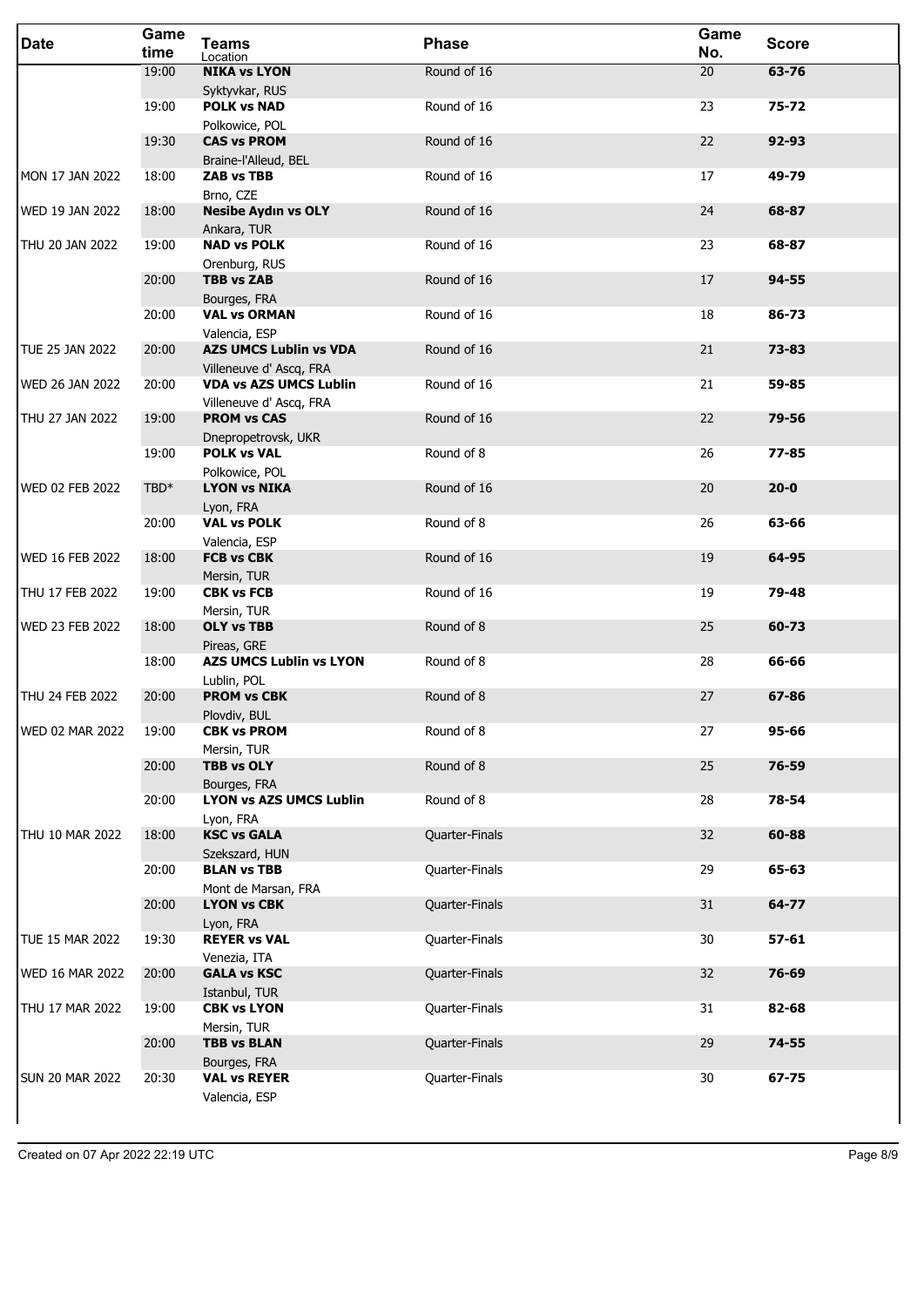| Date | Game time | Teams Location | Phase | Game No. | Score |
|---|---|---|---|---|---|
| | 19:00 | **NIKA vs LYON** Syktyvkar, RUS | Round of 16 | 20 | **63-76** |
| | 19:00 | **POLK vs NAD** Polkowice, POL | Round of 16 | 23 | **75-72** |
| | 19:30 | **CAS vs PROM** Braine-l'Alleud, BEL | Round of 16 | 22 | **92-93** |
| MON 17 JAN 2022 | 18:00 | **ZAB vs TBB** Brno, CZE | Round of 16 | 17 | **49-79** |
| WED 19 JAN 2022 | 18:00 | **Nesibe Aydın vs OLY** Ankara, TUR | Round of 16 | 24 | **68-87** |
| THU 20 JAN 2022 | 19:00 | **NAD vs POLK** Orenburg, RUS | Round of 16 | 23 | **68-87** |
| | 20:00 | **TBB vs ZAB** Bourges, FRA | Round of 16 | 17 | **94-55** |
| | 20:00 | **VAL vs ORMAN** Valencia, ESP | Round of 16 | 18 | **86-73** |
| TUE 25 JAN 2022 | 20:00 | **AZS UMCS Lublin vs VDA** Villeneuve d' Ascq, FRA | Round of 16 | 21 | **73-83** |
| WED 26 JAN 2022 | 20:00 | **VDA vs AZS UMCS Lublin** Villeneuve d' Ascq, FRA | Round of 16 | 21 | **59-85** |
| THU 27 JAN 2022 | 19:00 | **PROM vs CAS** Dnepropetrovsk, UKR | Round of 16 | 22 | **79-56** |
| | 19:00 | **POLK vs VAL** Polkowice, POL | Round of 8 | 26 | **77-85** |
| WED 02 FEB 2022 | TBD* | **LYON vs NIKA** Lyon, FRA | Round of 16 | 20 | **20-0** |
| | 20:00 | **VAL vs POLK** Valencia, ESP | Round of 8 | 26 | **63-66** |
| WED 16 FEB 2022 | 18:00 | **FCB vs CBK** Mersin, TUR | Round of 16 | 19 | **64-95** |
| THU 17 FEB 2022 | 19:00 | **CBK vs FCB** Mersin, TUR | Round of 16 | 19 | **79-48** |
| WED 23 FEB 2022 | 18:00 | **OLY vs TBB** Pireas, GRE | Round of 8 | 25 | **60-73** |
| | 18:00 | **AZS UMCS Lublin vs LYON** Lublin, POL | Round of 8 | 28 | **66-66** |
| THU 24 FEB 2022 | 20:00 | **PROM vs CBK** Plovdiv, BUL | Round of 8 | 27 | **67-86** |
| WED 02 MAR 2022 | 19:00 | **CBK vs PROM** Mersin, TUR | Round of 8 | 27 | **95-66** |
| | 20:00 | **TBB vs OLY** Bourges, FRA | Round of 8 | 25 | **76-59** |
| | 20:00 | **LYON vs AZS UMCS Lublin** Lyon, FRA | Round of 8 | 28 | **78-54** |
| THU 10 MAR 2022 | 18:00 | **KSC vs GALA** Szekszard, HUN | Quarter-Finals | 32 | **60-88** |
| | 20:00 | **BLAN vs TBB** Mont de Marsan, FRA | Quarter-Finals | 29 | **65-63** |
| | 20:00 | **LYON vs CBK** Lyon, FRA | Quarter-Finals | 31 | **64-77** |
| TUE 15 MAR 2022 | 19:30 | **REYER vs VAL** Venezia, ITA | Quarter-Finals | 30 | **57-61** |
| WED 16 MAR 2022 | 20:00 | **GALA vs KSC** Istanbul, TUR | Quarter-Finals | 32 | **76-69** |
| THU 17 MAR 2022 | 19:00 | **CBK vs LYON** Mersin, TUR | Quarter-Finals | 31 | **82-68** |
| | 20:00 | **TBB vs BLAN** Bourges, FRA | Quarter-Finals | 29 | **74-55** |
| SUN 20 MAR 2022 | 20:30 | **VAL vs REYER** Valencia, ESP | Quarter-Finals | 30 | **67-75** |

Created on 07 Apr 2022 22:19 UTC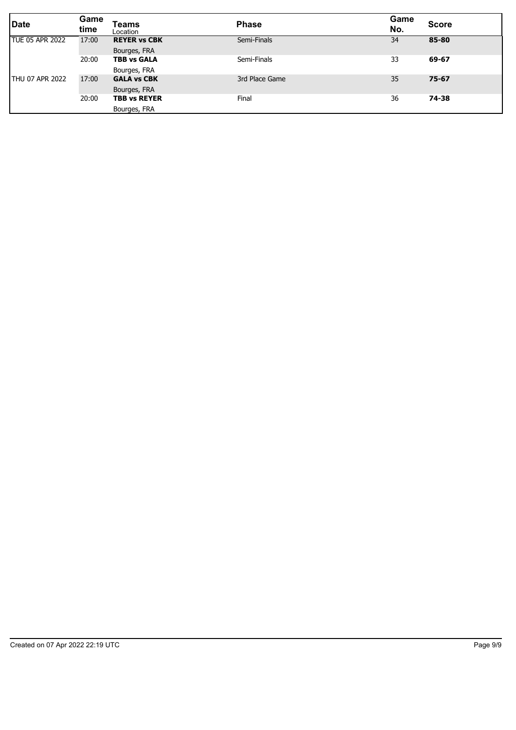| Date | Game time | Teams<br>Location | Phase | Game No. | Score |
|---|---|---|---|---|---|
| TUE 05 APR 2022 | 17:00 | **REYER vs CBK**<br>Bourges, FRA | Semi-Finals | 34 | **85-80** |
| | 20:00 | **TBB vs GALA**<br>Bourges, FRA | Semi-Finals | 33 | **69-67** |
| THU 07 APR 2022 | 17:00 | **GALA vs CBK**<br>Bourges, FRA | 3rd Place Game | 35 | **75-67** |
| | 20:00 | **TBB vs REYER**<br>Bourges, FRA | Final | 36 | **74-38** |

Created on 07 Apr 2022 22:19 UTC